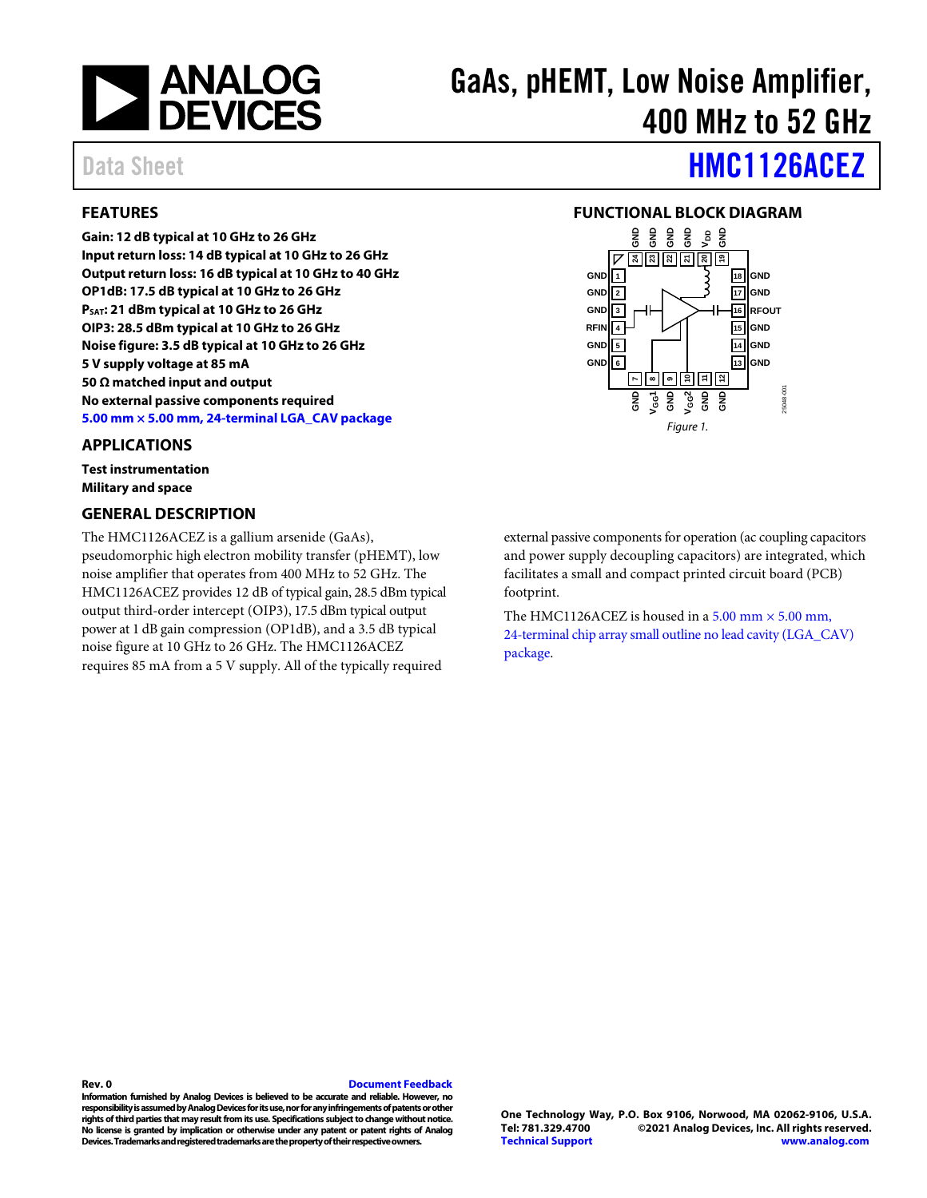# GaAs, pHEMT, Low Noise Amplifier, 400 MHz to 52 GHz

Data Sheet **HMC1126ACEZ**

## FEATURES

**Gain: 12 dB typical at 10 GHz to 26 GHz**
**Input return loss: 14 dB typical at 10 GHz to 26 GHz**
**Output return loss: 16 dB typical at 10 GHz to 40 GHz**
**OP1dB: 17.5 dB typical at 10 GHz to 26 GHz**
**$P_{SAT}$: 21 dBm typical at 10 GHz to 26 GHz**
**OIP3: 28.5 dBm typical at 10 GHz to 26 GHz**
**Noise figure: 3.5 dB typical at 10 GHz to 26 GHz**
**5 V supply voltage at 85 mA**
**50 Ω matched input and output**
**No external passive components required**
**5.00 mm × 5.00 mm, 24-terminal LGA_CAV package**

## APPLICATIONS

**Test instrumentation**
**Military and space**

## FUNCTIONAL BLOCK DIAGRAM

Figure 1.

## GENERAL DESCRIPTION

The HMC1126ACEZ is a gallium arsenide (GaAs), pseudomorphic high electron mobility transfer (pHEMT), low noise amplifier that operates from 400 MHz to 52 GHz. The HMC1126ACEZ provides 12 dB of typical gain, 28.5 dBm typical output third-order intercept (OIP3), 17.5 dBm typical output power at 1 dB gain compression (OP1dB), and a 3.5 dB typical noise figure at 10 GHz to 26 GHz. The HMC1126ACEZ requires 85 mA from a 5 V supply. All of the typically required external passive components for operation (ac coupling capacitors and power supply decoupling capacitors) are integrated, which facilitates a small and compact printed circuit board (PCB) footprint.

The HMC1126ACEZ is housed in a 5.00 mm × 5.00 mm, 24-terminal chip array small outline no lead cavity (LGA_CAV) package.

**Rev. 0** **Document Feedback**
**Information furnished by Analog Devices is believed to be accurate and reliable. However, no responsibility is assumed by Analog Devices for its use, nor for any infringements of patents or other rights of third parties that may result from its use. Specifications subject to change without notice. No license is granted by implication or otherwise under any patent or patent rights of Analog Devices. Trademarks and registered trademarks are the property of their respective owners.**

**One Technology Way, P.O. Box 9106, Norwood, MA 02062-9106, U.S.A.**
**Tel: 781.329.4700 ©2021 Analog Devices, Inc. All rights reserved.**
**Technical Support www.analog.com**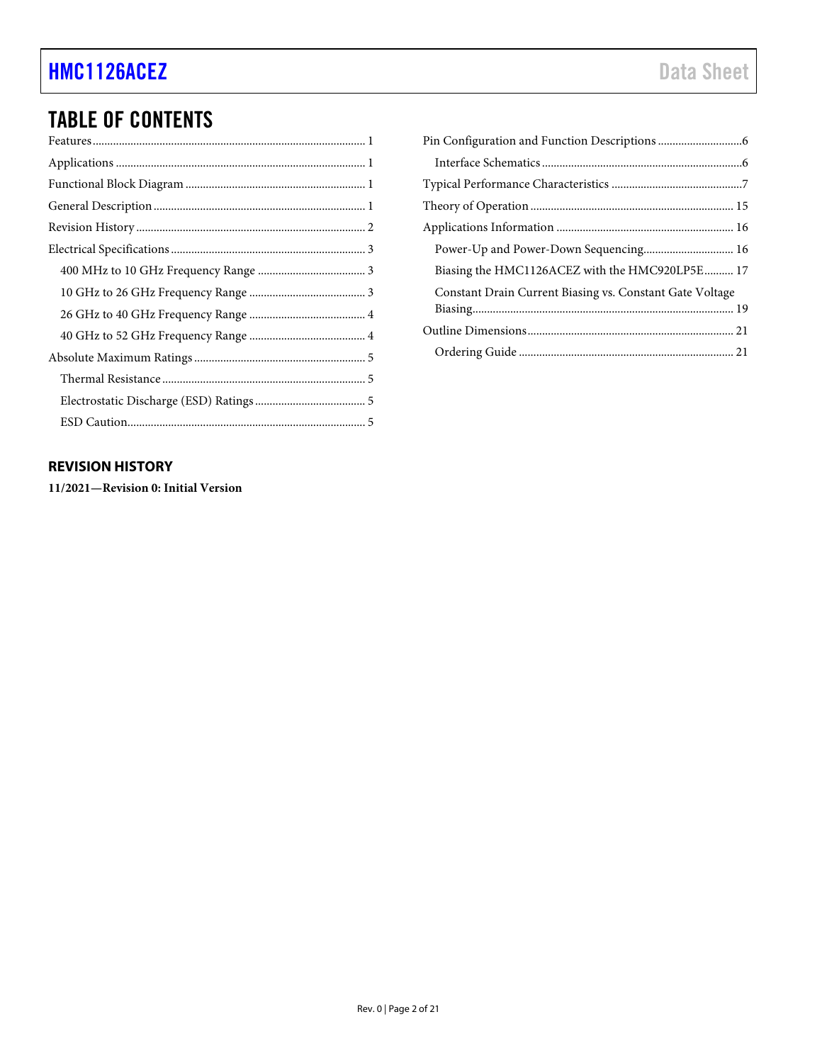## TABLE OF CONTENTS

Features ............................................................ 1
Applications ............................................................ 1
Functional Block Diagram ............................................................ 1
General Description ............................................................ 1
Revision History ............................................................ 2
Electrical Specifications ............................................................ 3
  400 MHz to 10 GHz Frequency Range ............................................................ 3
  10 GHz to 26 GHz Frequency Range ............................................................ 3
  26 GHz to 40 GHz Frequency Range ............................................................ 4
  40 GHz to 52 GHz Frequency Range ............................................................ 4
Absolute Maximum Ratings ............................................................ 5
  Thermal Resistance ............................................................ 5
  Electrostatic Discharge (ESD) Ratings ............................................................ 5
  ESD Caution ............................................................ 5
Pin Configuration and Function Descriptions ............................................................ 6
  Interface Schematics ............................................................ 6
Typical Performance Characteristics ............................................................ 7
Theory of Operation ............................................................ 15
Applications Information ............................................................ 16
  Power-Up and Power-Down Sequencing ............................................................ 16
  Biasing the HMC1126ACEZ with the HMC920LP5E ............................................................ 17
  Constant Drain Current Biasing vs. Constant Gate Voltage Biasing ............................................................ 19
Outline Dimensions ............................................................ 21
  Ordering Guide ............................................................ 21

### REVISION HISTORY

**11/2021—Revision 0: Initial Version**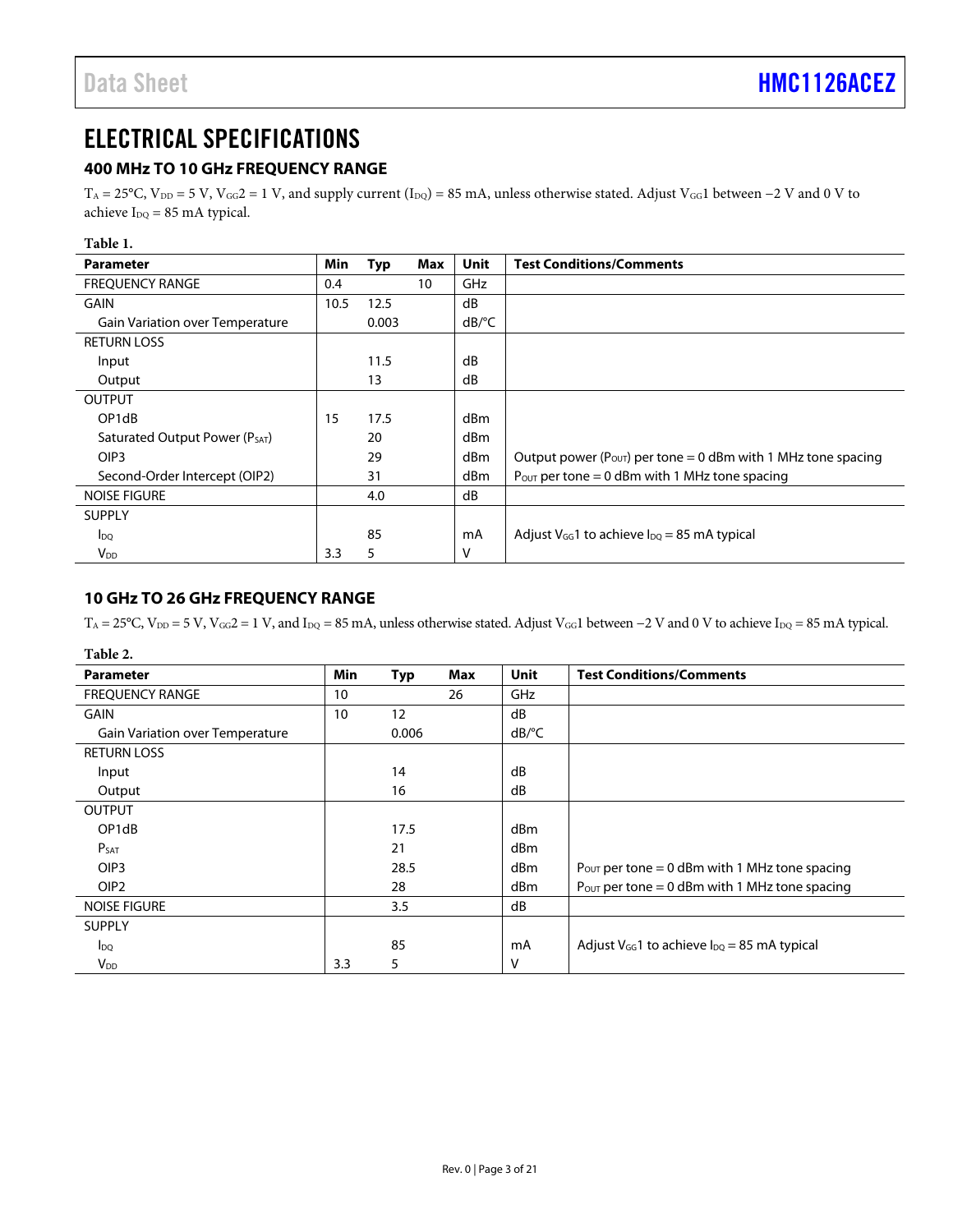# ELECTRICAL SPECIFICATIONS

## 400 MHz TO 10 GHz FREQUENCY RANGE

$T_A$ = 25°C, $V_{DD}$ = 5 V, $V_{GG}2$ = 1 V, and supply current ($I_{DQ}$) = 85 mA, unless otherwise stated. Adjust $V_{GG}1$ between −2 V and 0 V to achieve $I_{DQ}$ = 85 mA typical.

**Table 1.**

| Parameter | Min | Typ | Max | Unit | Test Conditions/Comments |
|---|---|---|---|---|---|
| FREQUENCY RANGE | 0.4 | | 10 | GHz | |
| GAIN | 10.5 | 12.5 | | dB | |
| Gain Variation over Temperature | | 0.003 | | dB/°C | |
| RETURN LOSS | | | | | |
| Input | | 11.5 | | dB | |
| Output | | 13 | | dB | |
| OUTPUT | | | | | |
| OP1dB | 15 | 17.5 | | dBm | |
| Saturated Output Power ($P_{SAT}$) | | 20 | | dBm | |
| OIP3 | | 29 | | dBm | Output power ($P_{OUT}$) per tone = 0 dBm with 1 MHz tone spacing |
| Second-Order Intercept (OIP2) | | 31 | | dBm | $P_{OUT}$ per tone = 0 dBm with 1 MHz tone spacing |
| NOISE FIGURE | | 4.0 | | dB | |
| SUPPLY | | | | | |
| $I_{DQ}$ | | 85 | | mA | Adjust $V_{GG}1$ to achieve $I_{DQ}$ = 85 mA typical |
| $V_{DD}$ | 3.3 | 5 | | V | |

## 10 GHz TO 26 GHz FREQUENCY RANGE

$T_A$ = 25°C, $V_{DD}$ = 5 V, $V_{GG}2$ = 1 V, and $I_{DQ}$ = 85 mA, unless otherwise stated. Adjust $V_{GG}1$ between −2 V and 0 V to achieve $I_{DQ}$ = 85 mA typical.

**Table 2.**

| Parameter | Min | Typ | Max | Unit | Test Conditions/Comments |
|---|---|---|---|---|---|
| FREQUENCY RANGE | 10 | | 26 | GHz | |
| GAIN | 10 | 12 | | dB | |
| Gain Variation over Temperature | | 0.006 | | dB/°C | |
| RETURN LOSS | | | | | |
| Input | | 14 | | dB | |
| Output | | 16 | | dB | |
| OUTPUT | | | | | |
| OP1dB | | 17.5 | | dBm | |
| $P_{SAT}$ | | 21 | | dBm | |
| OIP3 | | 28.5 | | dBm | $P_{OUT}$ per tone = 0 dBm with 1 MHz tone spacing |
| OIP2 | | 28 | | dBm | $P_{OUT}$ per tone = 0 dBm with 1 MHz tone spacing |
| NOISE FIGURE | | 3.5 | | dB | |
| SUPPLY | | | | | |
| $I_{DQ}$ | | 85 | | mA | Adjust $V_{GG}1$ to achieve $I_{DQ}$ = 85 mA typical |
| $V_{DD}$ | 3.3 | 5 | | V | |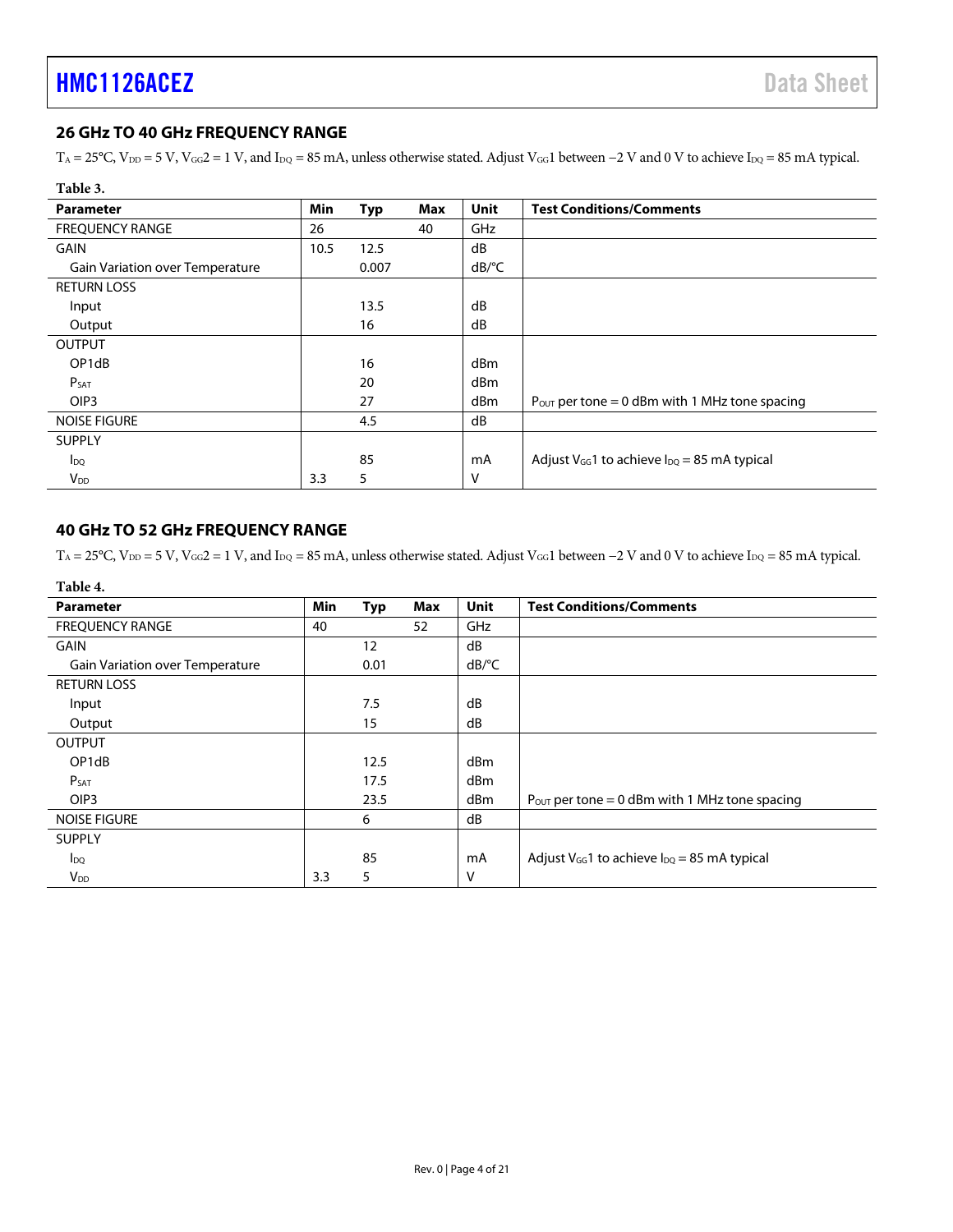## 26 GHz TO 40 GHz FREQUENCY RANGE

$T_A$ = 25°C, $V_{DD}$ = 5 V, $V_{GG}2$ = 1 V, and $I_{DQ}$ = 85 mA, unless otherwise stated. Adjust $V_{GG}1$ between −2 V and 0 V to achieve $I_{DQ}$ = 85 mA typical.

**Table 3.**

| Parameter | Min | Typ | Max | Unit | Test Conditions/Comments |
|---|---|---|---|---|---|
| FREQUENCY RANGE | 26 | | 40 | GHz | |
| GAIN | 10.5 | 12.5 | | dB | |
| Gain Variation over Temperature | | 0.007 | | dB/°C | |
| RETURN LOSS | | | | | |
| Input | | 13.5 | | dB | |
| Output | | 16 | | dB | |
| OUTPUT | | | | | |
| OP1dB | | 16 | | dBm | |
| $P_{SAT}$ | | 20 | | dBm | |
| OIP3 | | 27 | | dBm | $P_{OUT}$ per tone = 0 dBm with 1 MHz tone spacing |
| NOISE FIGURE | | 4.5 | | dB | |
| SUPPLY | | | | | |
| $I_{DQ}$ | | 85 | | mA | Adjust $V_{GG}1$ to achieve $I_{DQ}$ = 85 mA typical |
| $V_{DD}$ | 3.3 | 5 | | V | |

## 40 GHz TO 52 GHz FREQUENCY RANGE

$T_A$ = 25°C, $V_{DD}$ = 5 V, $V_{GG}2$ = 1 V, and $I_{DQ}$ = 85 mA, unless otherwise stated. Adjust $V_{GG}1$ between −2 V and 0 V to achieve $I_{DQ}$ = 85 mA typical.

**Table 4.**

| Parameter | Min | Typ | Max | Unit | Test Conditions/Comments |
|---|---|---|---|---|---|
| FREQUENCY RANGE | 40 | | 52 | GHz | |
| GAIN | | 12 | | dB | |
| Gain Variation over Temperature | | 0.01 | | dB/°C | |
| RETURN LOSS | | | | | |
| Input | | 7.5 | | dB | |
| Output | | 15 | | dB | |
| OUTPUT | | | | | |
| OP1dB | | 12.5 | | dBm | |
| $P_{SAT}$ | | 17.5 | | dBm | |
| OIP3 | | 23.5 | | dBm | $P_{OUT}$ per tone = 0 dBm with 1 MHz tone spacing |
| NOISE FIGURE | | 6 | | dB | |
| SUPPLY | | | | | |
| $I_{DQ}$ | | 85 | | mA | Adjust $V_{GG}1$ to achieve $I_{DQ}$ = 85 mA typical |
| $V_{DD}$ | 3.3 | 5 | | V | |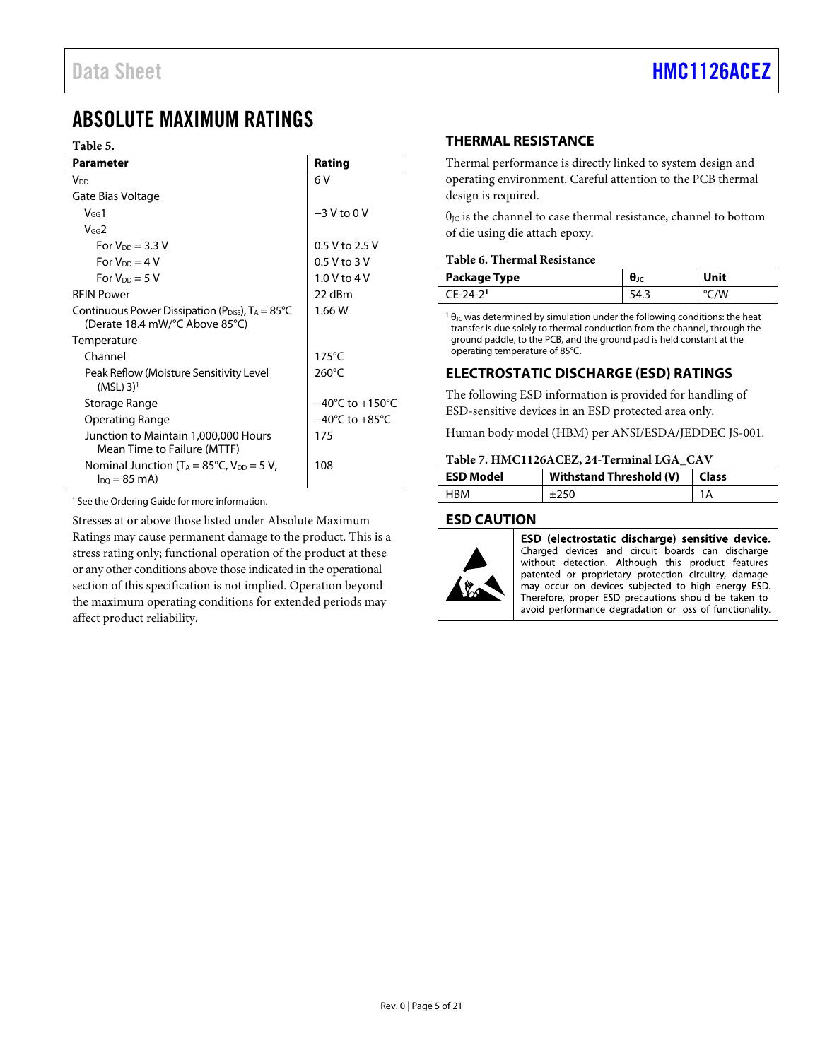# ABSOLUTE MAXIMUM RATINGS

**Table 5.**

| Parameter | Rating |
|---|---|
| $V_{DD}$ | 6 V |
| Gate Bias Voltage | |
| $V_{GG}1$ | −3 V to 0 V |
| $V_{GG}2$ | |
| For $V_{DD}$ = 3.3 V | 0.5 V to 2.5 V |
| For $V_{DD}$ = 4 V | 0.5 V to 3 V |
| For $V_{DD}$ = 5 V | 1.0 V to 4 V |
| RFIN Power | 22 dBm |
| Continuous Power Dissipation ($P_{DISS}$), $T_A$ = 85°C (Derate 18.4 mW/°C Above 85°C) | 1.66 W |
| Temperature | |
| Channel | 175°C |
| Peak Reflow (Moisture Sensitivity Level (MSL) 3)[1] | 260°C |
| Storage Range | −40°C to +150°C |
| Operating Range | −40°C to +85°C |
| Junction to Maintain 1,000,000 Hours Mean Time to Failure (MTTF) | 175 |
| Nominal Junction ($T_A$ = 85°C, $V_{DD}$ = 5 V, $I_{DQ}$ = 85 mA) | 108 |

[1] See the Ordering Guide for more information.

Stresses at or above those listed under Absolute Maximum Ratings may cause permanent damage to the product. This is a stress rating only; functional operation of the product at these or any other conditions above those indicated in the operational section of this specification is not implied. Operation beyond the maximum operating conditions for extended periods may affect product reliability.

## THERMAL RESISTANCE

Thermal performance is directly linked to system design and operating environment. Careful attention to the PCB thermal design is required.

$\theta_{JC}$ is the channel to case thermal resistance, channel to bottom of die using die attach epoxy.

**Table 6. Thermal Resistance**

| Package Type | $\theta_{JC}$ | Unit |
|---|---|---|
| CE-24-2[1] | 54.3 | °C/W |

[1] $\theta_{JC}$ was determined by simulation under the following conditions: the heat transfer is due solely to thermal conduction from the channel, through the ground paddle, to the PCB, and the ground pad is held constant at the operating temperature of 85°C.

## ELECTROSTATIC DISCHARGE (ESD) RATINGS

The following ESD information is provided for handling of ESD-sensitive devices in an ESD protected area only.

Human body model (HBM) per ANSI/ESDA/JEDDEC JS-001.

**Table 7. HMC1126ACEZ, 24-Terminal LGA_CAV**

| ESD Model | Withstand Threshold (V) | Class |
|---|---|---|
| HBM | ±250 | 1A |

## ESD CAUTION

**ESD (electrostatic discharge) sensitive device.** Charged devices and circuit boards can discharge without detection. Although this product features patented or proprietary protection circuitry, damage may occur on devices subjected to high energy ESD. Therefore, proper ESD precautions should be taken to avoid performance degradation or loss of functionality.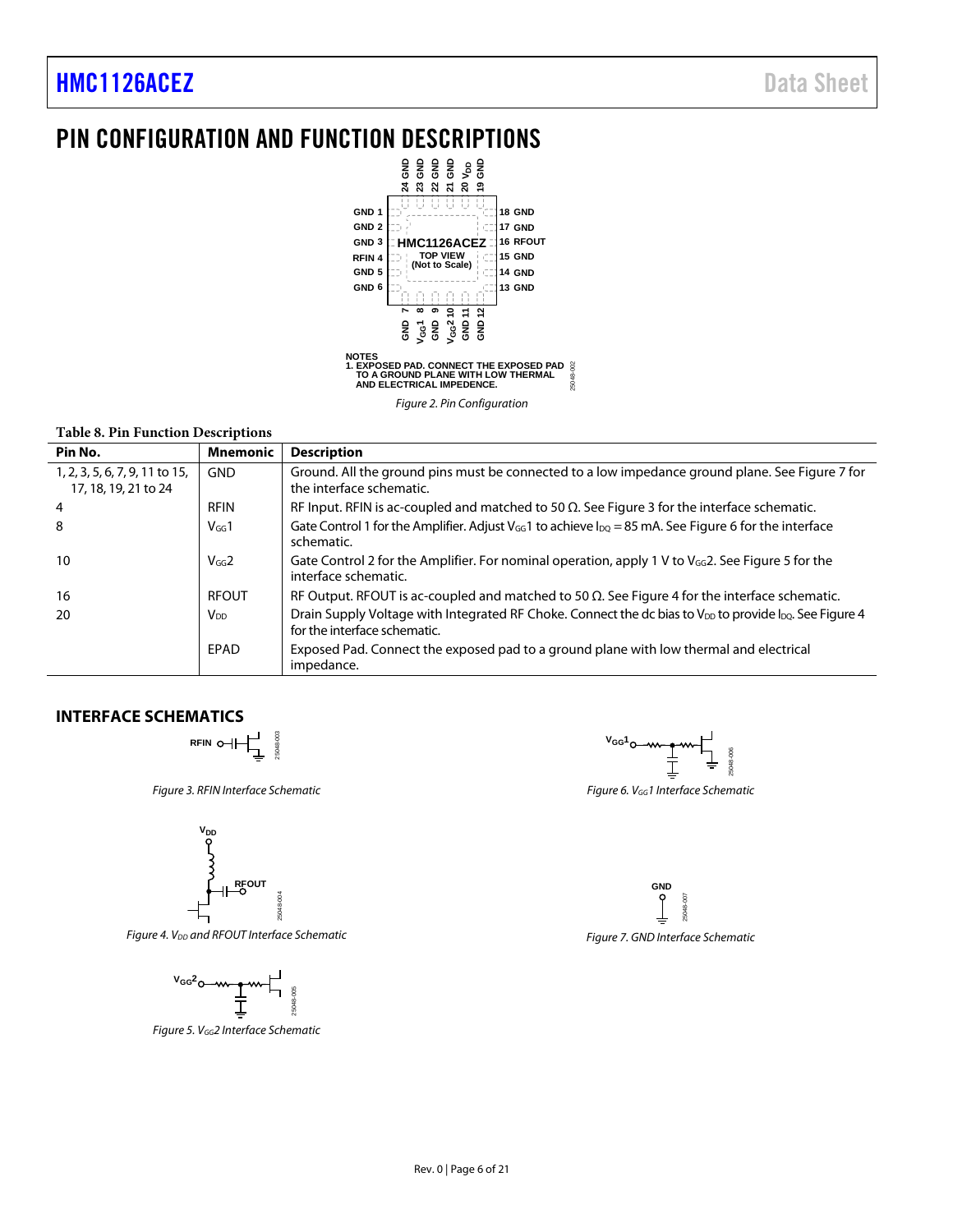# PIN CONFIGURATION AND FUNCTION DESCRIPTIONS

NOTES
1. EXPOSED PAD. CONNECT THE EXPOSED PAD TO A GROUND PLANE WITH LOW THERMAL AND ELECTRICAL IMPEDENCE.

*Figure 2. Pin Configuration*

**Table 8. Pin Function Descriptions**

| Pin No. | Mnemonic | Description |
|---|---|---|
| 1, 2, 3, 5, 6, 7, 9, 11 to 15, 17, 18, 19, 21 to 24 | GND | Ground. All the ground pins must be connected to a low impedance ground plane. See Figure 7 for the interface schematic. |
| 4 | RFIN | RF Input. RFIN is ac-coupled and matched to 50 Ω. See Figure 3 for the interface schematic. |
| 8 | $V_{GG}1$ | Gate Control 1 for the Amplifier. Adjust $V_{GG}1$ to achieve $I_{DQ}$ = 85 mA. See Figure 6 for the interface schematic. |
| 10 | $V_{GG}2$ | Gate Control 2 for the Amplifier. For nominal operation, apply 1 V to $V_{GG}2$. See Figure 5 for the interface schematic. |
| 16 | RFOUT | RF Output. RFOUT is ac-coupled and matched to 50 Ω. See Figure 4 for the interface schematic. |
| 20 | $V_{DD}$ | Drain Supply Voltage with Integrated RF Choke. Connect the dc bias to $V_{DD}$ to provide $I_{DQ}$. See Figure 4 for the interface schematic. |
| | EPAD | Exposed Pad. Connect the exposed pad to a ground plane with low thermal and electrical impedance. |

## INTERFACE SCHEMATICS

*Figure 3. RFIN Interface Schematic*

*Figure 4. $V_{DD}$ and RFOUT Interface Schematic*

*Figure 5. $V_{GG}2$ Interface Schematic*

*Figure 6. $V_{GG}1$ Interface Schematic*

*Figure 7. GND Interface Schematic*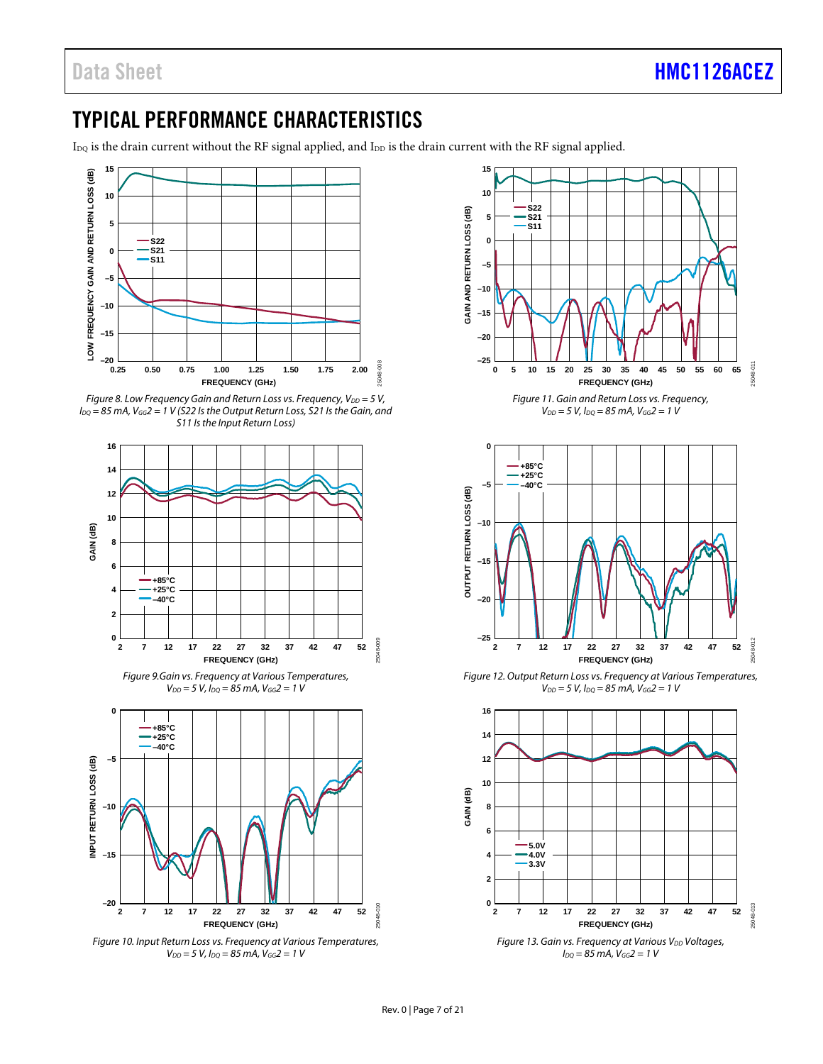# TYPICAL PERFORMANCE CHARACTERISTICS

$I_{DQ}$ is the drain current without the RF signal applied, and $I_{DD}$ is the drain current with the RF signal applied.

*Figure 8. Low Frequency Gain and Return Loss vs. Frequency, $V_{DD}$ = 5 V, $I_{DQ}$ = 85 mA, $V_{GG}2$ = 1 V (S22 Is the Output Return Loss, S21 Is the Gain, and S11 Is the Input Return Loss)*

*Figure 9. Gain vs. Frequency at Various Temperatures, $V_{DD}$ = 5 V, $I_{DQ}$ = 85 mA, $V_{GG}2$ = 1 V*

*Figure 10. Input Return Loss vs. Frequency at Various Temperatures, $V_{DD}$ = 5 V, $I_{DQ}$ = 85 mA, $V_{GG}2$ = 1 V*

*Figure 11. Gain and Return Loss vs. Frequency, $V_{DD}$ = 5 V, $I_{DQ}$ = 85 mA, $V_{GG}2$ = 1 V*

*Figure 12. Output Return Loss vs. Frequency at Various Temperatures, $V_{DD}$ = 5 V, $I_{DQ}$ = 85 mA, $V_{GG}2$ = 1 V*

*Figure 13. Gain vs. Frequency at Various $V_{DD}$ Voltages, $I_{DQ}$ = 85 mA, $V_{GG}2$ = 1 V*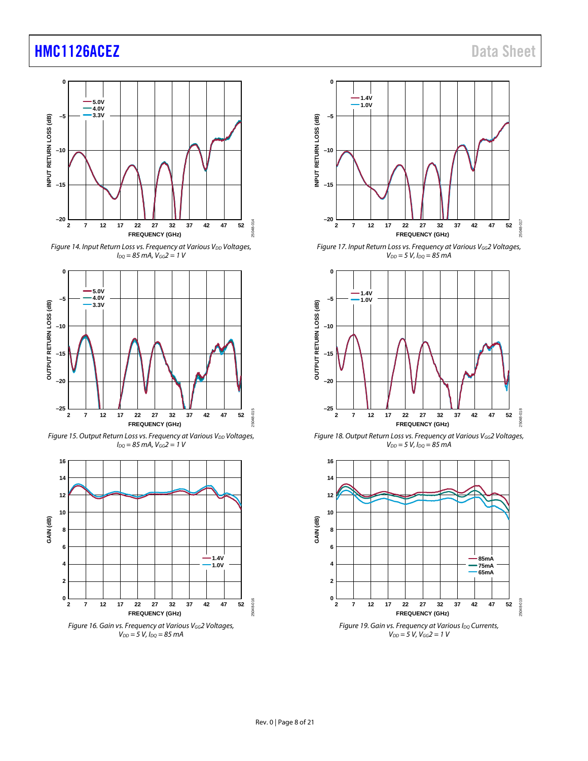Figure 14. Input Return Loss vs. Frequency at Various $V_{DD}$ Voltages, $I_{DQ}$ = 85 mA, $V_{GG}2$ = 1 V

Figure 17. Input Return Loss vs. Frequency at Various $V_{GG}2$ Voltages, $V_{DD}$ = 5 V, $I_{DQ}$ = 85 mA

Figure 15. Output Return Loss vs. Frequency at Various $V_{DD}$ Voltages, $I_{DQ}$ = 85 mA, $V_{GG}2$ = 1 V

Figure 18. Output Return Loss vs. Frequency at Various $V_{GG}2$ Voltages, $V_{DD}$ = 5 V, $I_{DQ}$ = 85 mA

Figure 16. Gain vs. Frequency at Various $V_{GG}2$ Voltages, $V_{DD}$ = 5 V, $I_{DQ}$ = 85 mA

Figure 19. Gain vs. Frequency at Various $I_{DQ}$ Currents, $V_{DD}$ = 5 V, $V_{GG}2$ = 1 V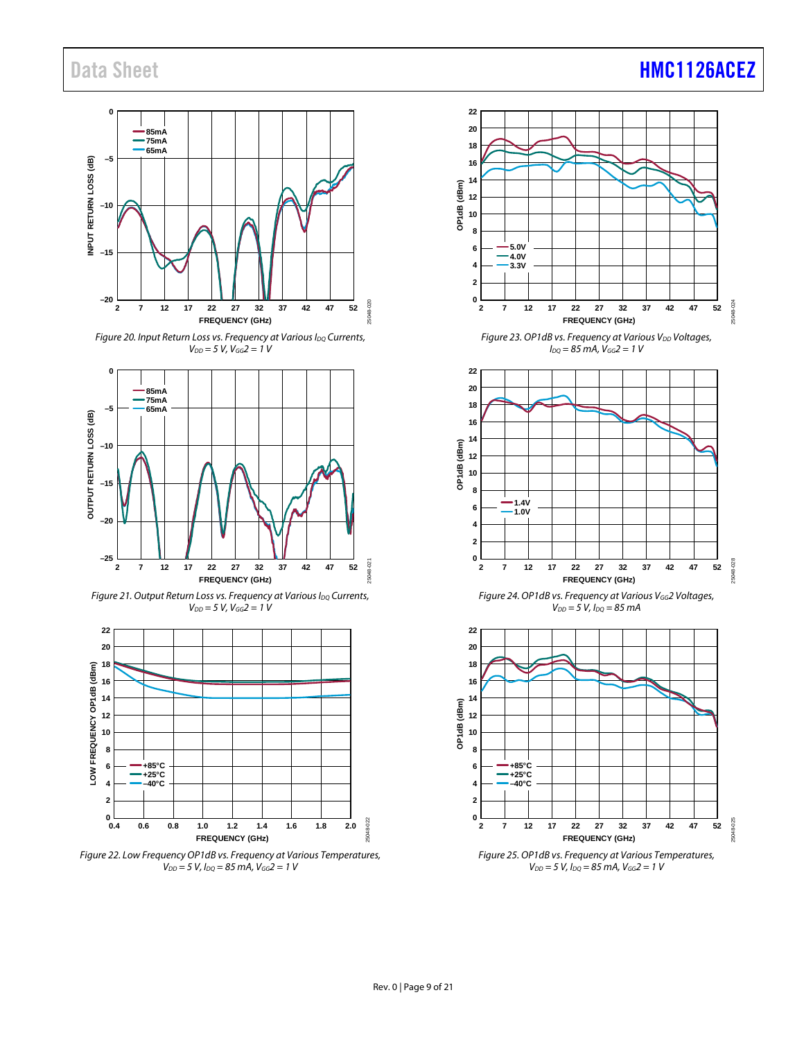Figure 20. Input Return Loss vs. Frequency at Various $I_{DQ}$ Currents, $V_{DD}$ = 5 V, $V_{GG}2$ = 1 V

Figure 21. Output Return Loss vs. Frequency at Various $I_{DQ}$ Currents, $V_{DD}$ = 5 V, $V_{GG}2$ = 1 V

Figure 22. Low Frequency OP1dB vs. Frequency at Various Temperatures, $V_{DD}$ = 5 V, $I_{DQ}$ = 85 mA, $V_{GG}2$ = 1 V

Figure 23. OP1dB vs. Frequency at Various $V_{DD}$ Voltages, $I_{DQ}$ = 85 mA, $V_{GG}2$ = 1 V

Figure 24. OP1dB vs. Frequency at Various $V_{GG}2$ Voltages, $V_{DD}$ = 5 V, $I_{DQ}$ = 85 mA

Figure 25. OP1dB vs. Frequency at Various Temperatures, $V_{DD}$ = 5 V, $I_{DQ}$ = 85 mA, $V_{GG}2$ = 1 V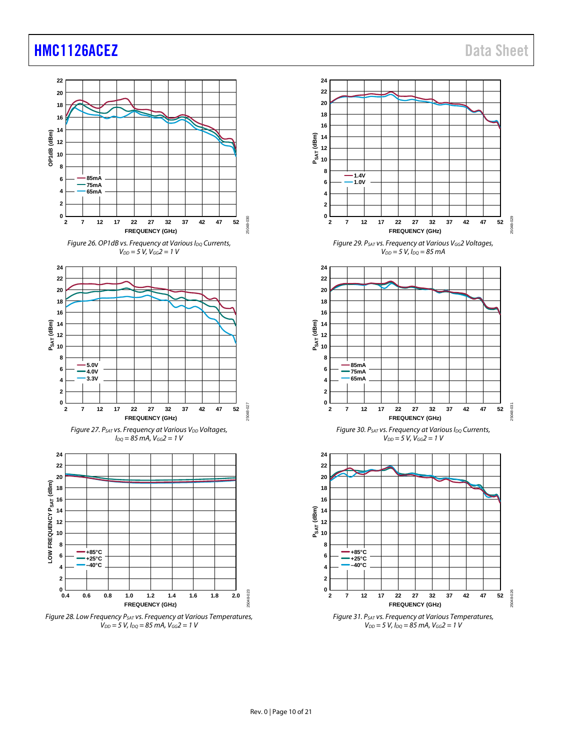Figure 26. OP1dB vs. Frequency at Various $I_{DQ}$ Currents, $V_{DD}$ = 5 V, $V_{GG}2$ = 1 V

Figure 27. $P_{SAT}$ vs. Frequency at Various $V_{DD}$ Voltages, $I_{DQ}$ = 85 mA, $V_{GG}2$ = 1 V

Figure 28. Low Frequency $P_{SAT}$ vs. Frequency at Various Temperatures, $V_{DD}$ = 5 V, $I_{DQ}$ = 85 mA, $V_{GG}2$ = 1 V

Figure 29. $P_{SAT}$ vs. Frequency at Various $V_{GG}2$ Voltages, $V_{DD}$ = 5 V, $I_{DQ}$ = 85 mA

Figure 30. $P_{SAT}$ vs. Frequency at Various $I_{DQ}$ Currents, $V_{DD}$ = 5 V, $V_{GG}2$ = 1 V

Figure 31. $P_{SAT}$ vs. Frequency at Various Temperatures, $V_{DD}$ = 5 V, $I_{DQ}$ = 85 mA, $V_{GG}2$ = 1 V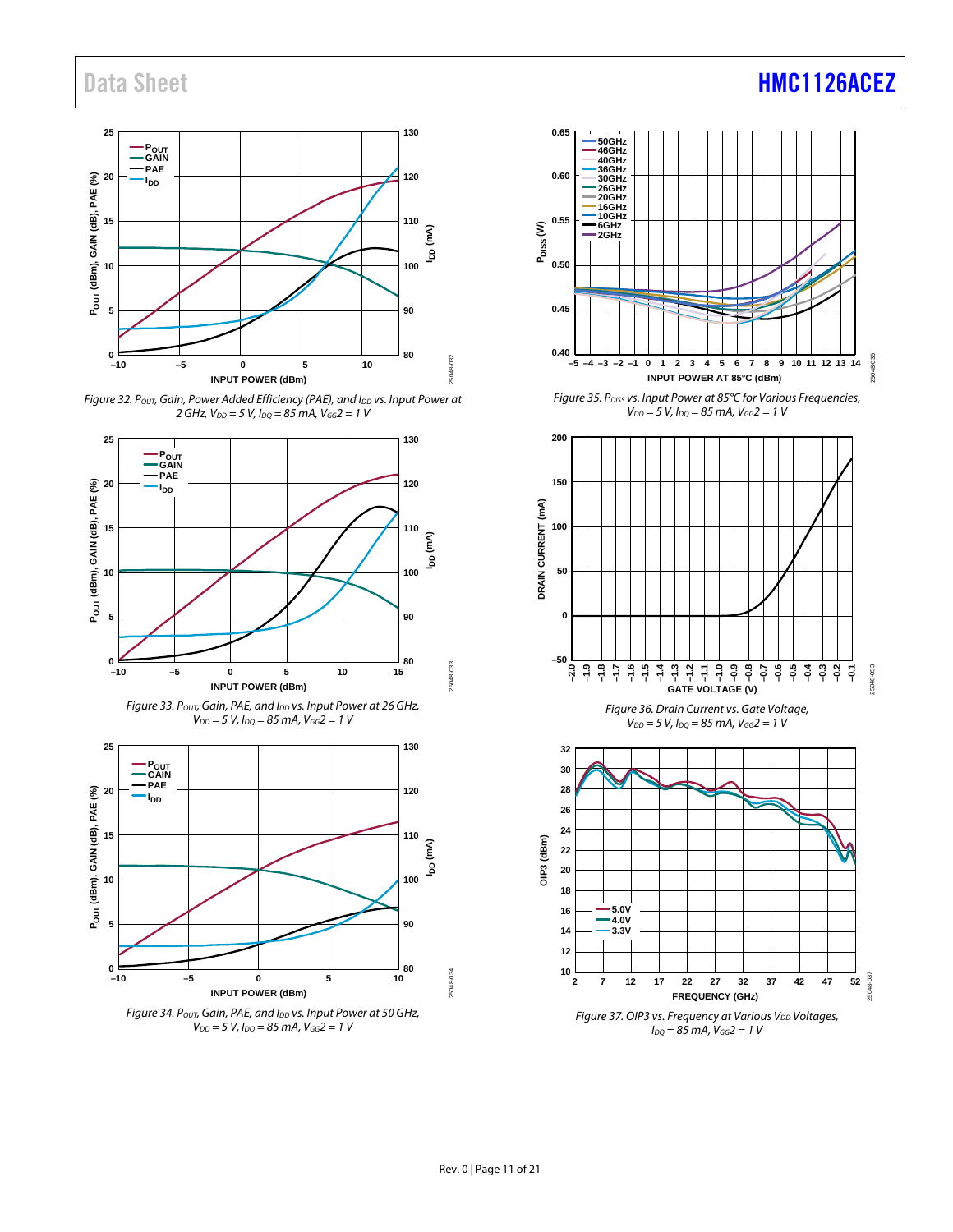Figure 32. $P_{OUT}$, Gain, Power Added Efficiency (PAE), and $I_{DD}$ vs. Input Power at 2 GHz, $V_{DD}$ = 5 V, $I_{DQ}$ = 85 mA, $V_{GG}2$ = 1 V

Figure 33. $P_{OUT}$, Gain, PAE, and $I_{DD}$ vs. Input Power at 26 GHz, $V_{DD}$ = 5 V, $I_{DQ}$ = 85 mA, $V_{GG}2$ = 1 V

Figure 34. $P_{OUT}$, Gain, PAE, and $I_{DD}$ vs. Input Power at 50 GHz, $V_{DD}$ = 5 V, $I_{DQ}$ = 85 mA, $V_{GG}2$ = 1 V

Figure 35. $P_{DISS}$ vs. Input Power at 85°C for Various Frequencies, $V_{DD}$ = 5 V, $I_{DQ}$ = 85 mA, $V_{GG}2$ = 1 V

Figure 36. Drain Current vs. Gate Voltage, $V_{DD}$ = 5 V, $I_{DQ}$ = 85 mA, $V_{GG}2$ = 1 V

Figure 37. OIP3 vs. Frequency at Various $V_{DD}$ Voltages, $I_{DQ}$ = 85 mA, $V_{GG}2$ = 1 V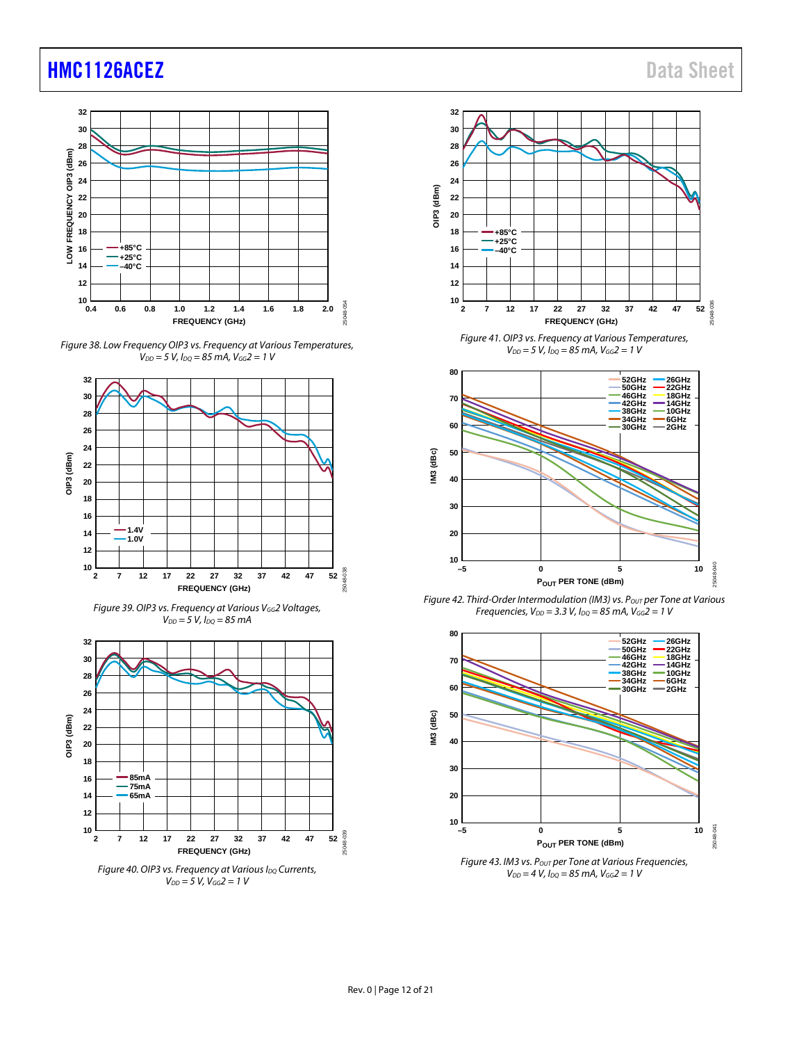Figure 38. Low Frequency OIP3 vs. Frequency at Various Temperatures, $V_{DD}$ = 5 V, $I_{DQ}$ = 85 mA, $V_{GG}2$ = 1 V

Figure 39. OIP3 vs. Frequency at Various $V_{GG}2$ Voltages, $V_{DD}$ = 5 V, $I_{DQ}$ = 85 mA

Figure 40. OIP3 vs. Frequency at Various $I_{DQ}$ Currents, $V_{DD}$ = 5 V, $V_{GG}2$ = 1 V

Figure 41. OIP3 vs. Frequency at Various Temperatures, $V_{DD}$ = 5 V, $I_{DQ}$ = 85 mA, $V_{GG}2$ = 1 V

Figure 42. Third-Order Intermodulation (IM3) vs. $P_{OUT}$ per Tone at Various Frequencies, $V_{DD}$ = 3.3 V, $I_{DQ}$ = 85 mA, $V_{GG}2$ = 1 V

Figure 43. IM3 vs. $P_{OUT}$ per Tone at Various Frequencies, $V_{DD}$ = 4 V, $I_{DQ}$ = 85 mA, $V_{GG}2$ = 1 V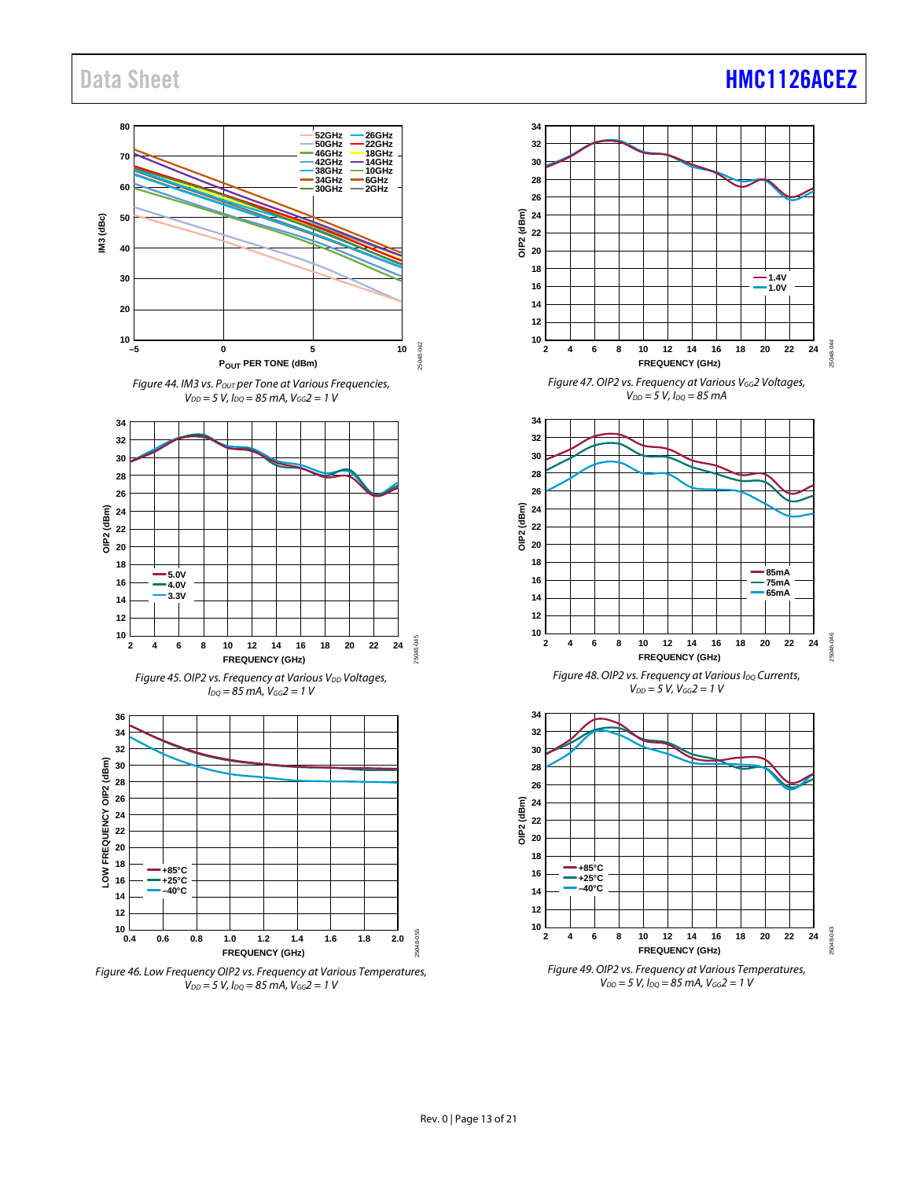Figure 44. IM3 vs. $P_{OUT}$ per Tone at Various Frequencies, $V_{DD}$ = 5 V, $I_{DQ}$ = 85 mA, $V_{GG}2$ = 1 V

Figure 45. OIP2 vs. Frequency at Various $V_{DD}$ Voltages, $I_{DQ}$ = 85 mA, $V_{GG}2$ = 1 V

Figure 46. Low Frequency OIP2 vs. Frequency at Various Temperatures, $V_{DD}$ = 5 V, $I_{DQ}$ = 85 mA, $V_{GG}2$ = 1 V

Figure 47. OIP2 vs. Frequency at Various $V_{GG}2$ Voltages, $V_{DD}$ = 5 V, $I_{DQ}$ = 85 mA

Figure 48. OIP2 vs. Frequency at Various $I_{DQ}$ Currents, $V_{DD}$ = 5 V, $V_{GG}2$ = 1 V

Figure 49. OIP2 vs. Frequency at Various Temperatures, $V_{DD}$ = 5 V, $I_{DQ}$ = 85 mA, $V_{GG}2$ = 1 V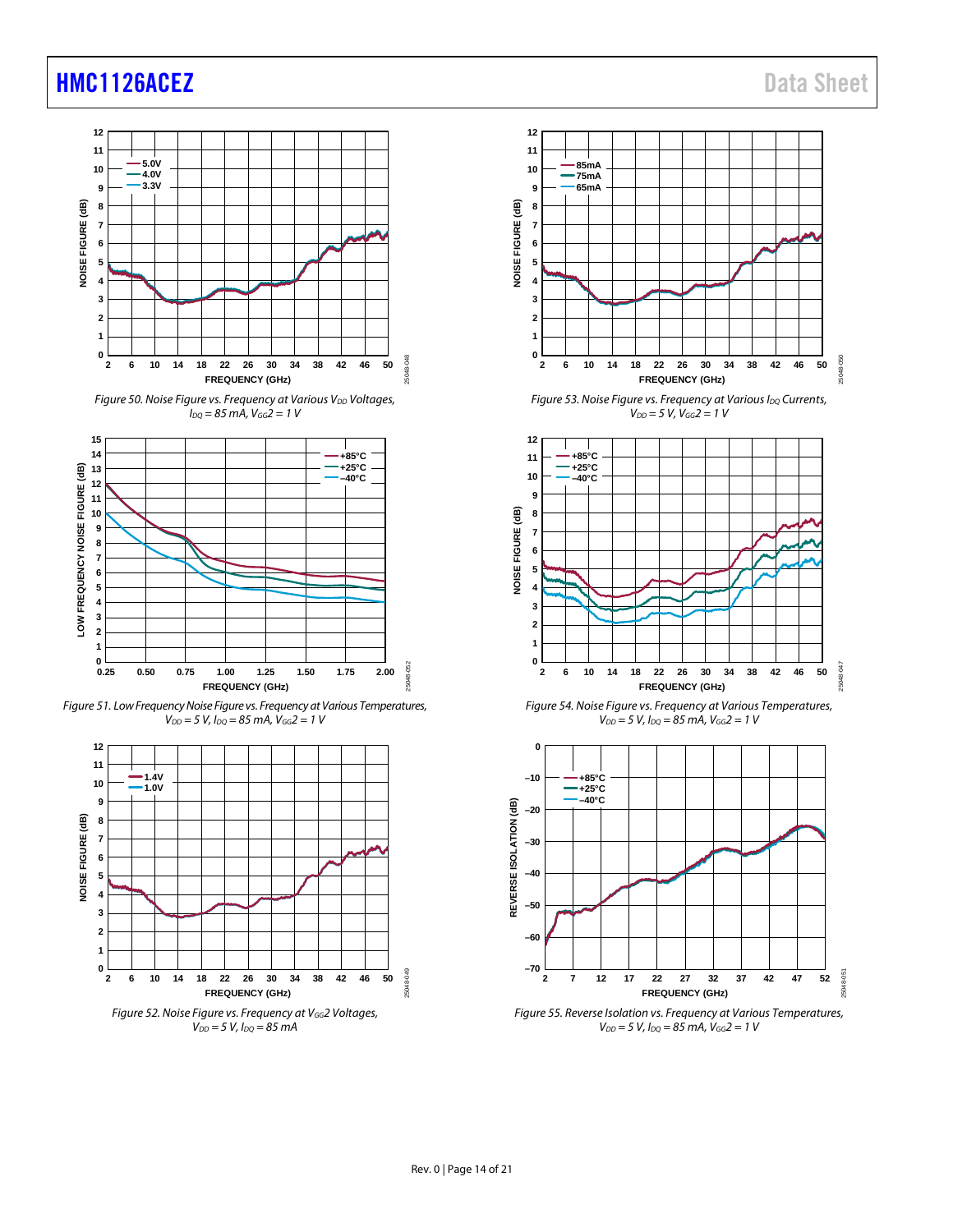Figure 50. Noise Figure vs. Frequency at Various $V_{DD}$ Voltages, $I_{DQ}$ = 85 mA, $V_{GG}2$ = 1 V

Figure 51. Low Frequency Noise Figure vs. Frequency at Various Temperatures, $V_{DD}$ = 5 V, $I_{DQ}$ = 85 mA, $V_{GG}2$ = 1 V

Figure 52. Noise Figure vs. Frequency at $V_{GG}2$ Voltages, $V_{DD}$ = 5 V, $I_{DQ}$ = 85 mA

Figure 53. Noise Figure vs. Frequency at Various $I_{DQ}$ Currents, $V_{DD}$ = 5 V, $V_{GG}2$ = 1 V

Figure 54. Noise Figure vs. Frequency at Various Temperatures, $V_{DD}$ = 5 V, $I_{DQ}$ = 85 mA, $V_{GG}2$ = 1 V

Figure 55. Reverse Isolation vs. Frequency at Various Temperatures, $V_{DD}$ = 5 V, $I_{DQ}$ = 85 mA, $V_{GG}2$ = 1 V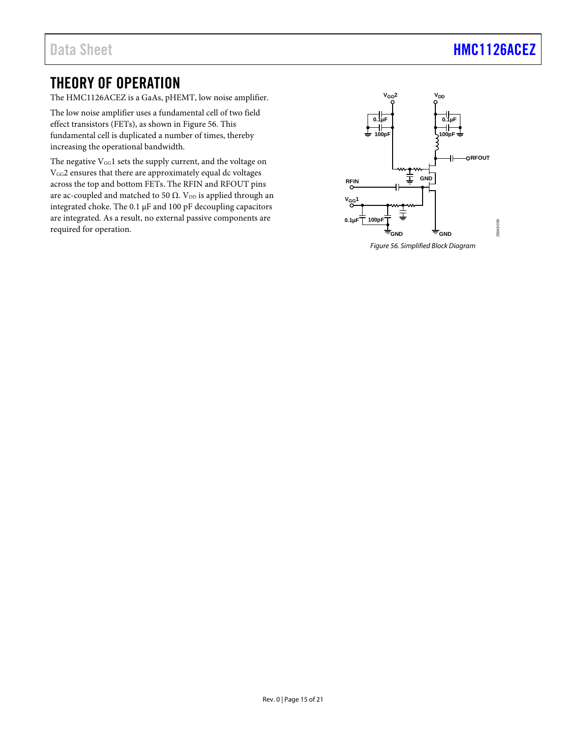# THEORY OF OPERATION

The HMC1126ACEZ is a GaAs, pHEMT, low noise amplifier.

The low noise amplifier uses a fundamental cell of two field effect transistors (FETs), as shown in Figure 56. This fundamental cell is duplicated a number of times, thereby increasing the operational bandwidth.

The negative $V_{GG}1$ sets the supply current, and the voltage on $V_{GG}2$ ensures that there are approximately equal dc voltages across the top and bottom FETs. The RFIN and RFOUT pins are ac-coupled and matched to 50 Ω. $V_{DD}$ is applied through an integrated choke. The 0.1 µF and 100 pF decoupling capacitors are integrated. As a result, no external passive components are required for operation.

*Figure 56. Simplified Block Diagram*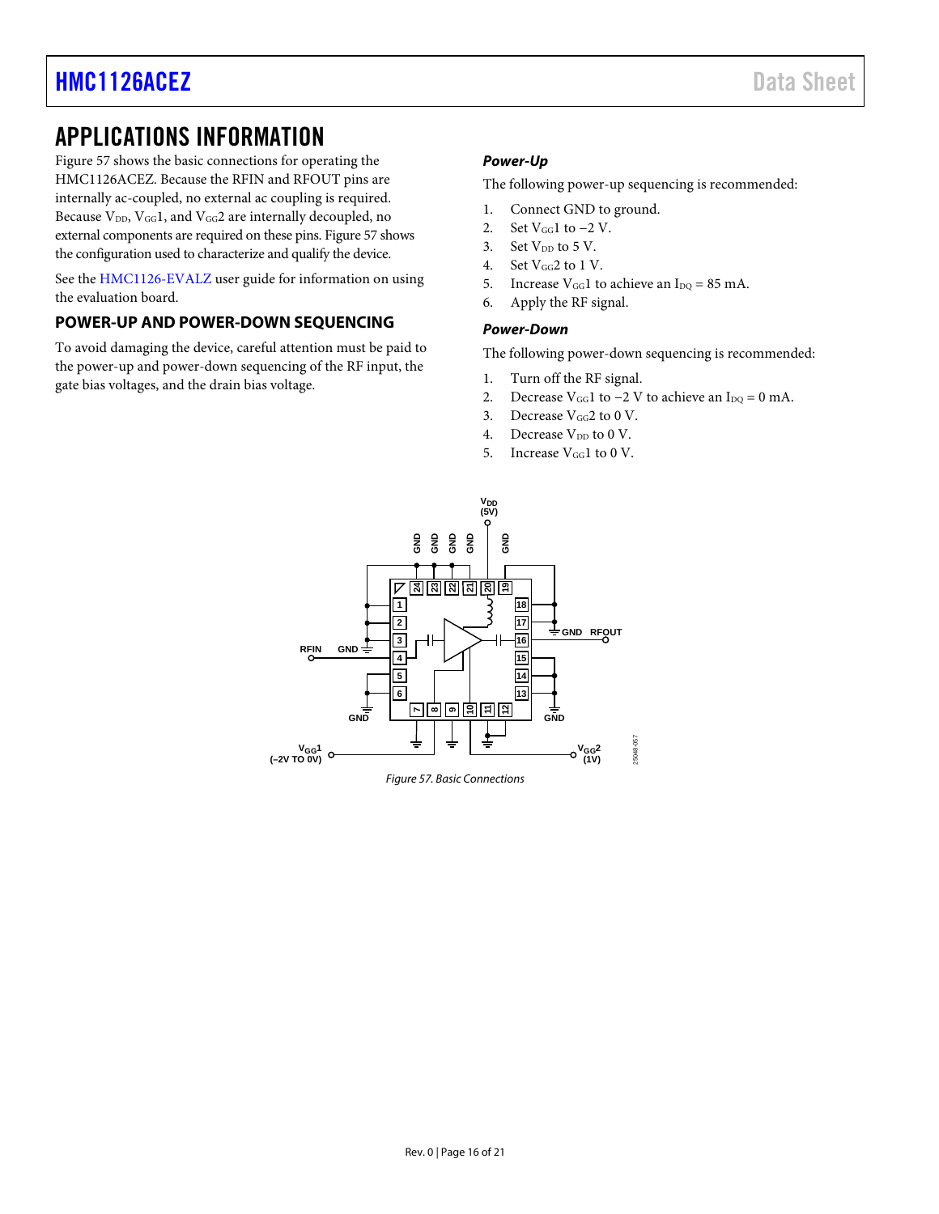# APPLICATIONS INFORMATION

Figure 57 shows the basic connections for operating the HMC1126ACEZ. Because the RFIN and RFOUT pins are internally ac-coupled, no external ac coupling is required. Because $V_{DD}$, $V_{GG}1$, and $V_{GG}2$ are internally decoupled, no external components are required on these pins. Figure 57 shows the configuration used to characterize and qualify the device.

See the HMC1126-EVALZ user guide for information on using the evaluation board.

## POWER-UP AND POWER-DOWN SEQUENCING

To avoid damaging the device, careful attention must be paid to the power-up and power-down sequencing of the RF input, the gate bias voltages, and the drain bias voltage.

### *Power-Up*

The following power-up sequencing is recommended:

1. Connect GND to ground.
2. Set $V_{GG}1$ to −2 V.
3. Set $V_{DD}$ to 5 V.
4. Set $V_{GG}2$ to 1 V.
5. Increase $V_{GG}1$ to achieve an $I_{DQ}$ = 85 mA.
6. Apply the RF signal.

### *Power-Down*

The following power-down sequencing is recommended:

1. Turn off the RF signal.
2. Decrease $V_{GG}1$ to −2 V to achieve an $I_{DQ}$ = 0 mA.
3. Decrease $V_{GG}2$ to 0 V.
4. Decrease $V_{DD}$ to 0 V.
5. Increase $V_{GG}1$ to 0 V.

*Figure 57. Basic Connections*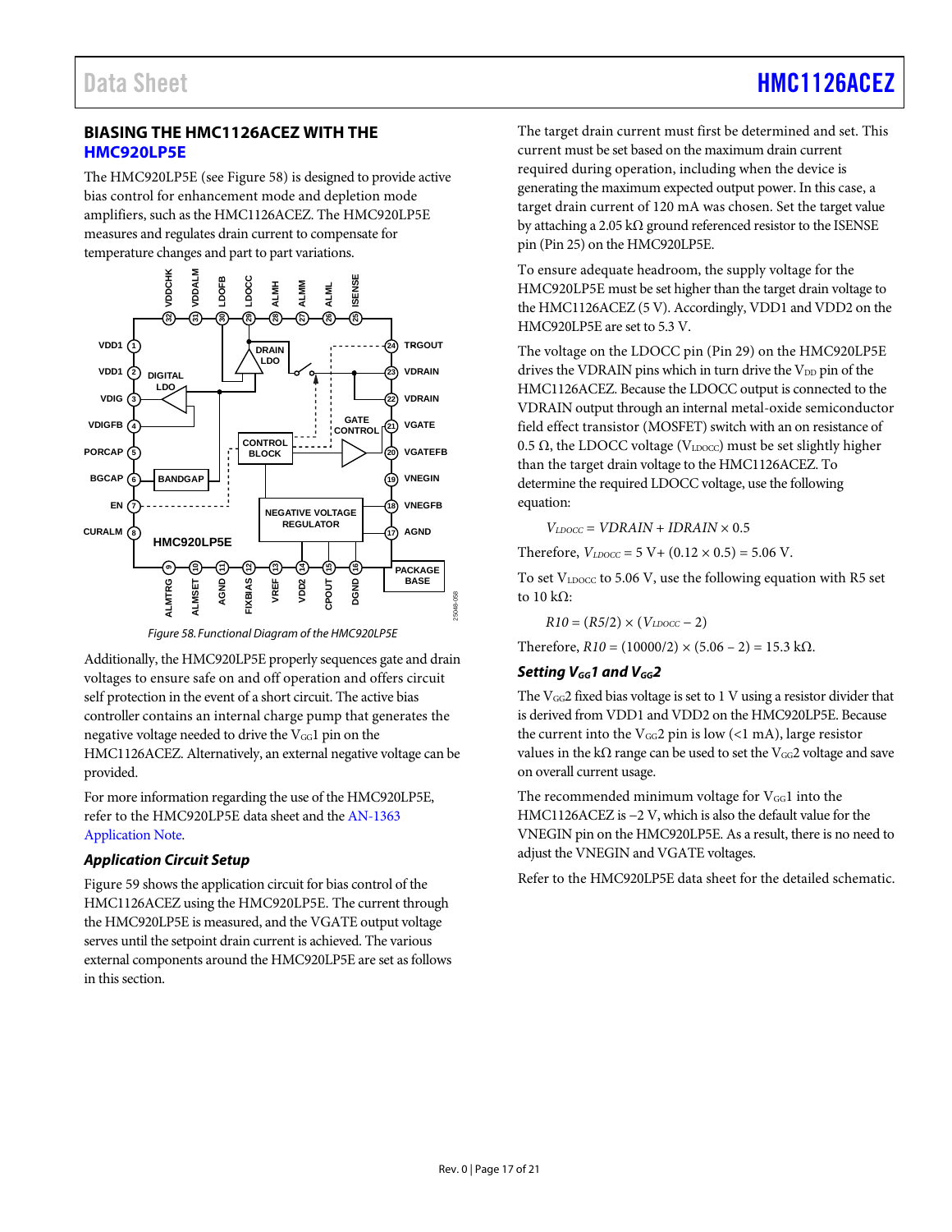## BIASING THE HMC1126ACEZ WITH THE HMC920LP5E

The HMC920LP5E (see Figure 58) is designed to provide active bias control for enhancement mode and depletion mode amplifiers, such as the HMC1126ACEZ. The HMC920LP5E measures and regulates drain current to compensate for temperature changes and part to part variations.

Figure 58. Functional Diagram of the HMC920LP5E

Additionally, the HMC920LP5E properly sequences gate and drain voltages to ensure safe on and off operation and offers circuit self protection in the event of a short circuit. The active bias controller contains an internal charge pump that generates the negative voltage needed to drive the $V_{GG}1$ pin on the HMC1126ACEZ. Alternatively, an external negative voltage can be provided.

For more information regarding the use of the HMC920LP5E, refer to the HMC920LP5E data sheet and the AN-1363 Application Note.

### *Application Circuit Setup*

Figure 59 shows the application circuit for bias control of the HMC1126ACEZ using the HMC920LP5E. The current through the HMC920LP5E is measured, and the VGATE output voltage serves until the setpoint drain current is achieved. The various external components around the HMC920LP5E are set as follows in this section.

The target drain current must first be determined and set. This current must be set based on the maximum drain current required during operation, including when the device is generating the maximum expected output power. In this case, a target drain current of 120 mA was chosen. Set the target value by attaching a 2.05 kΩ ground referenced resistor to the ISENSE pin (Pin 25) on the HMC920LP5E.

To ensure adequate headroom, the supply voltage for the HMC920LP5E must be set higher than the target drain voltage to the HMC1126ACEZ (5 V). Accordingly, VDD1 and VDD2 on the HMC920LP5E are set to 5.3 V.

The voltage on the LDOCC pin (Pin 29) on the HMC920LP5E drives the VDRAIN pins which in turn drive the $V_{DD}$ pin of the HMC1126ACEZ. Because the LDOCC output is connected to the VDRAIN output through an internal metal-oxide semiconductor field effect transistor (MOSFET) switch with an on resistance of 0.5 Ω, the LDOCC voltage ($V_{LDOCC}$) must be set slightly higher than the target drain voltage to the HMC1126ACEZ. To determine the required LDOCC voltage, use the following equation:

$$V_{LDOCC} = VDRAIN + IDRAIN \times 0.5$$

Therefore, $V_{LDOCC}$ = 5 V+ (0.12 × 0.5) = 5.06 V.

To set $V_{LDOCC}$ to 5.06 V, use the following equation with R5 set to 10 kΩ:

$$R10 = (R5/2) \times (V_{LDOCC} - 2)$$

Therefore, $R10$ = (10000/2) × (5.06 − 2) = 15.3 kΩ.

### *Setting $V_{GG}1$ and $V_{GG}2$*

The $V_{GG}2$ fixed bias voltage is set to 1 V using a resistor divider that is derived from VDD1 and VDD2 on the HMC920LP5E. Because the current into the $V_{GG}2$ pin is low (<1 mA), large resistor values in the kΩ range can be used to set the $V_{GG}2$ voltage and save on overall current usage.

The recommended minimum voltage for $V_{GG}1$ into the HMC1126ACEZ is −2 V, which is also the default value for the VNEGIN pin on the HMC920LP5E. As a result, there is no need to adjust the VNEGIN and VGATE voltages.

Refer to the HMC920LP5E data sheet for the detailed schematic.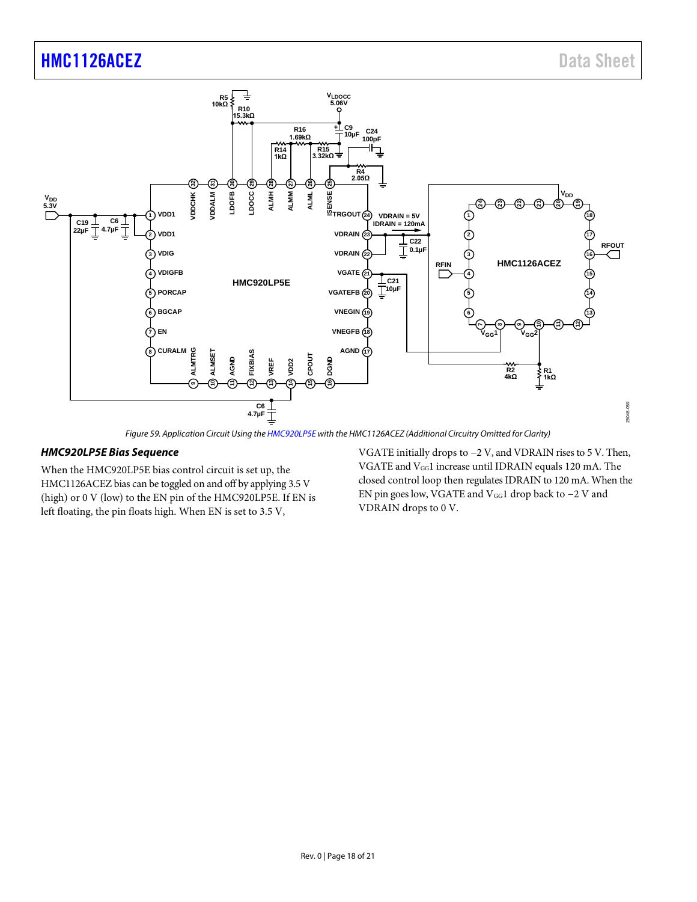Figure 59. Application Circuit Using the HMC920LP5E with the HMC1126ACEZ (Additional Circuitry Omitted for Clarity)

### HMC920LP5E Bias Sequence

When the HMC920LP5E bias control circuit is set up, the HMC1126ACEZ bias can be toggled on and off by applying 3.5 V (high) or 0 V (low) to the EN pin of the HMC920LP5E. If EN is left floating, the pin floats high. When EN is set to 3.5 V, VGATE initially drops to −2 V, and VDRAIN rises to 5 V. Then, VGATE and $V_{GG}1$ increase until IDRAIN equals 120 mA. The closed control loop then regulates IDRAIN to 120 mA. When the EN pin goes low, VGATE and $V_{GG}1$ drop back to −2 V and VDRAIN drops to 0 V.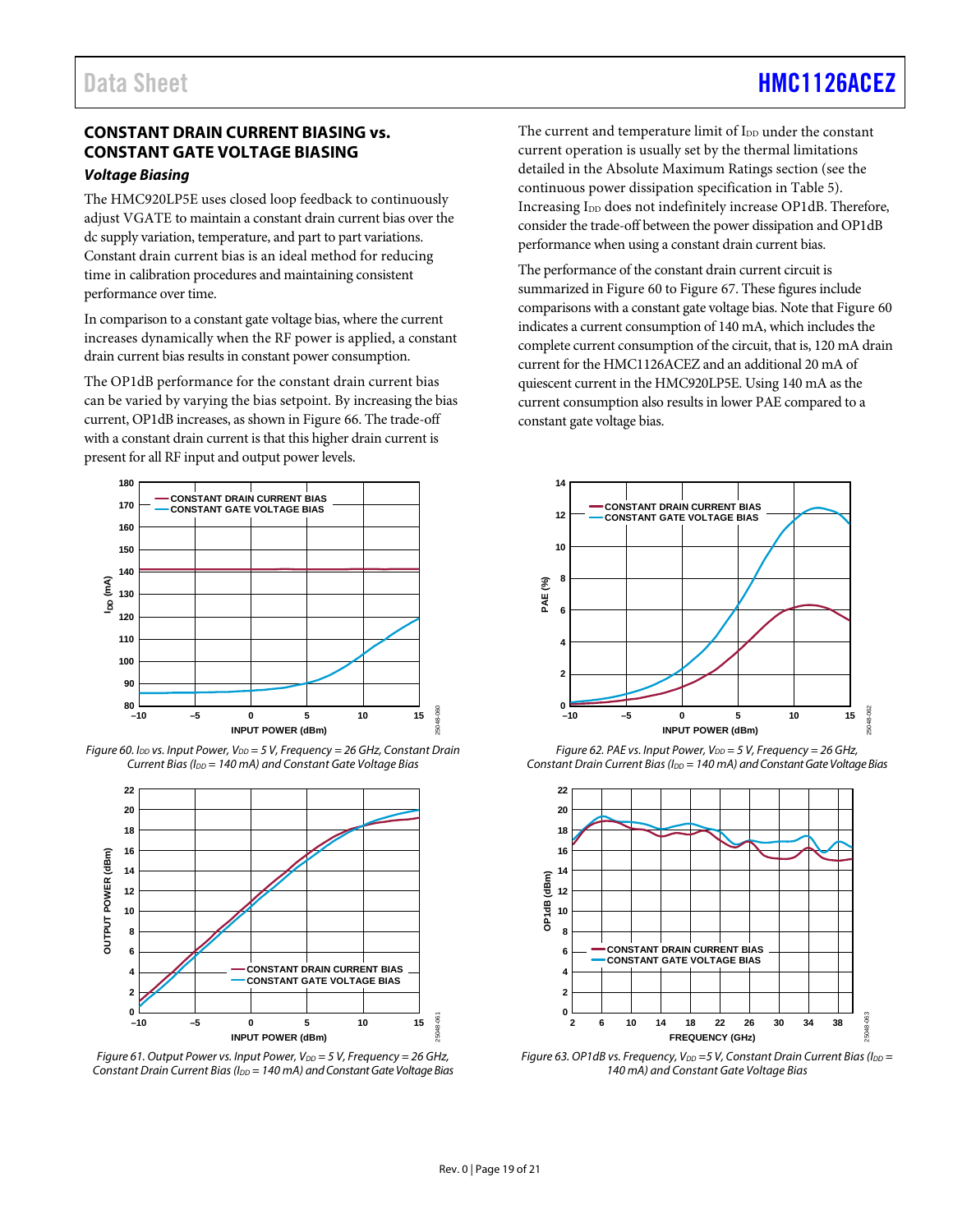## CONSTANT DRAIN CURRENT BIASING vs. CONSTANT GATE VOLTAGE BIASING

### *Voltage Biasing*

The HMC920LP5E uses closed loop feedback to continuously adjust VGATE to maintain a constant drain current bias over the dc supply variation, temperature, and part to part variations. Constant drain current bias is an ideal method for reducing time in calibration procedures and maintaining consistent performance over time.

In comparison to a constant gate voltage bias, where the current increases dynamically when the RF power is applied, a constant drain current bias results in constant power consumption.

The OP1dB performance for the constant drain current bias can be varied by varying the bias setpoint. By increasing the bias current, OP1dB increases, as shown in Figure 66. The trade-off with a constant drain current is that this higher drain current is present for all RF input and output power levels.

The current and temperature limit of $I_{DD}$ under the constant current operation is usually set by the thermal limitations detailed in the Absolute Maximum Ratings section (see the continuous power dissipation specification in Table 5). Increasing $I_{DD}$ does not indefinitely increase OP1dB. Therefore, consider the trade-off between the power dissipation and OP1dB performance when using a constant drain current bias.

The performance of the constant drain current circuit is summarized in Figure 60 to Figure 67. These figures include comparisons with a constant gate voltage bias. Note that Figure 60 indicates a current consumption of 140 mA, which includes the complete current consumption of the circuit, that is, 120 mA drain current for the HMC1126ACEZ and an additional 20 mA of quiescent current in the HMC920LP5E. Using 140 mA as the current consumption also results in lower PAE compared to a constant gate voltage bias.

*Figure 60. $I_{DD}$ vs. Input Power, $V_{DD}$ = 5 V, Frequency = 26 GHz, Constant Drain Current Bias ($I_{DD}$ = 140 mA) and Constant Gate Voltage Bias*

*Figure 61. Output Power vs. Input Power, $V_{DD}$ = 5 V, Frequency = 26 GHz, Constant Drain Current Bias ($I_{DD}$ = 140 mA) and Constant Gate Voltage Bias*

*Figure 62. PAE vs. Input Power, $V_{DD}$ = 5 V, Frequency = 26 GHz, Constant Drain Current Bias ($I_{DD}$ = 140 mA) and Constant Gate Voltage Bias*

*Figure 63. OP1dB vs. Frequency, $V_{DD}$ =5 V, Constant Drain Current Bias ($I_{DD}$ = 140 mA) and Constant Gate Voltage Bias*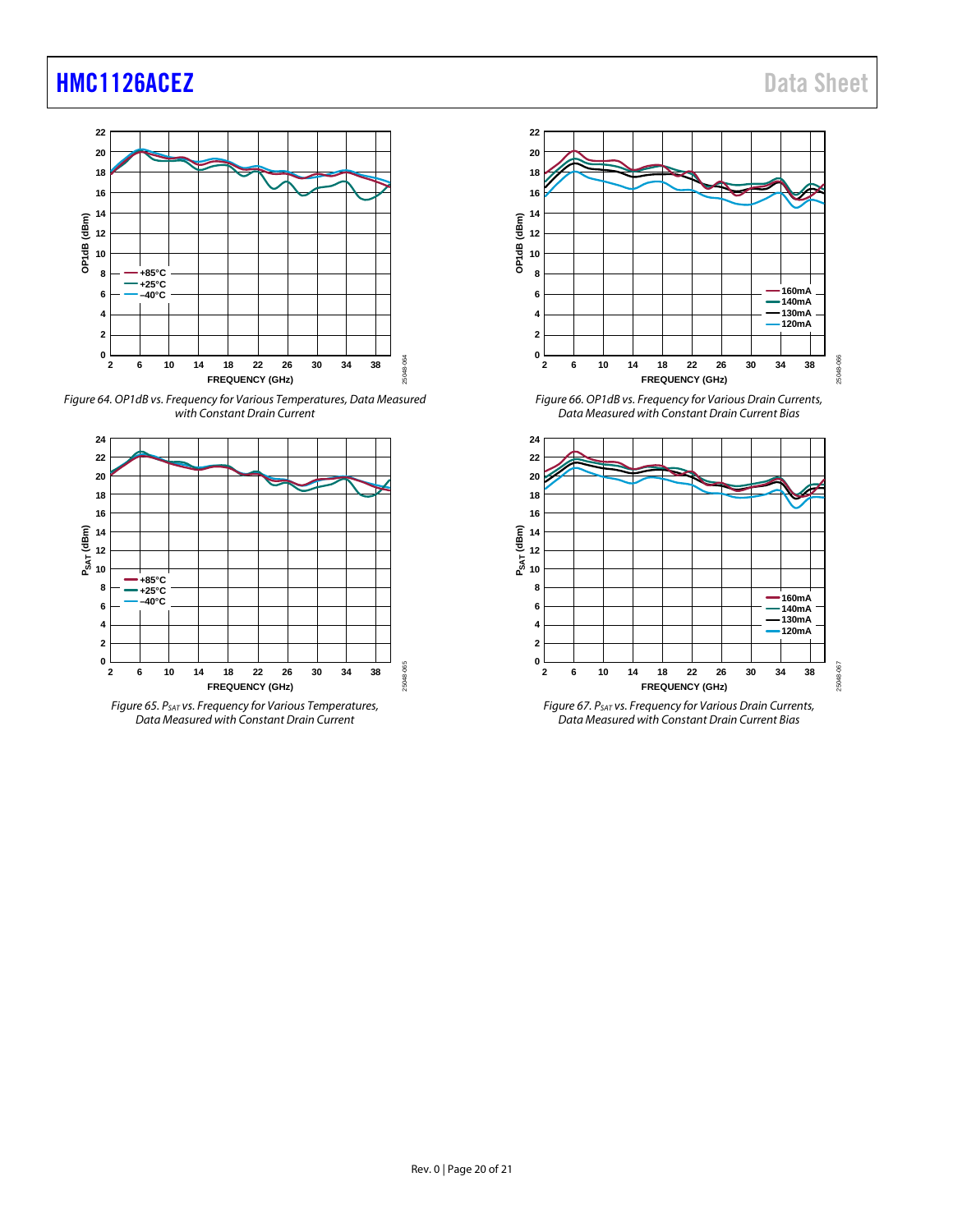Figure 64. OP1dB vs. Frequency for Various Temperatures, Data Measured with Constant Drain Current

Figure 65. $P_{SAT}$ vs. Frequency for Various Temperatures, Data Measured with Constant Drain Current

Figure 66. OP1dB vs. Frequency for Various Drain Currents, Data Measured with Constant Drain Current Bias

Figure 67. $P_{SAT}$ vs. Frequency for Various Drain Currents, Data Measured with Constant Drain Current Bias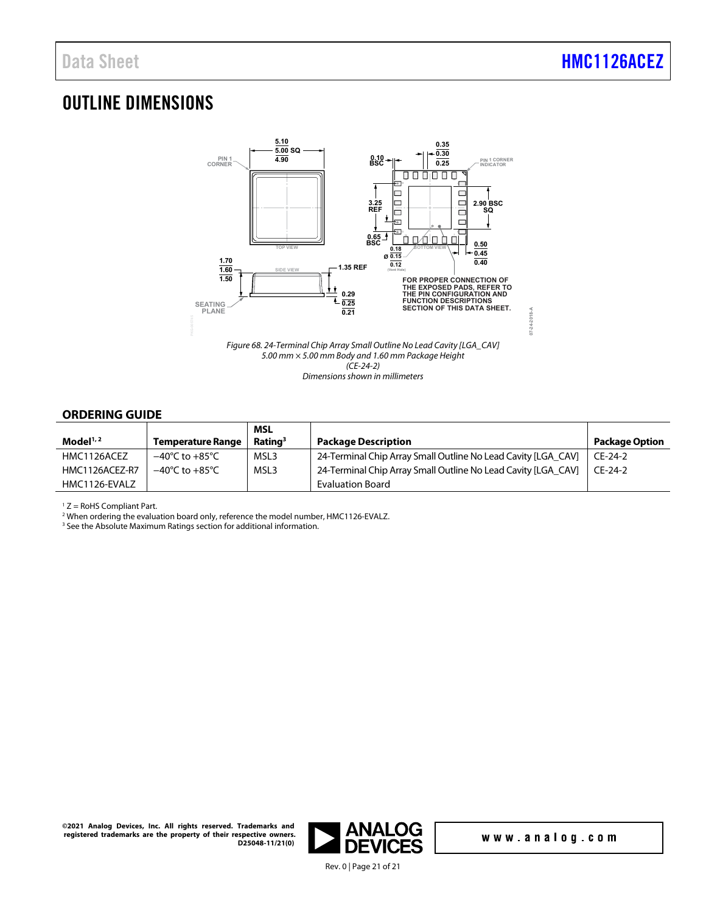## OUTLINE DIMENSIONS

5.10
5.00 SQ
4.90
PIN 1 CORNER
TOP VIEW
0.35
0.30
0.25
0.10 BSC
PIN 1 CORNER INDICATOR
3.25 REF
2.90 BSC SQ
0.65 BSC
0.18
Ø 0.15
0.12
(Vent Hole)
BOTTOM VIEW
0.50
0.45
0.40
1.70
1.60
1.50
SIDE VIEW
1.35 REF
0.29
0.25
0.21
SEATING PLANE
FOR PROPER CONNECTION OF THE EXPOSED PADS, REFER TO THE PIN CONFIGURATION AND FUNCTION DESCRIPTIONS SECTION OF THIS DATA SHEET.
07-24-2018-A

*Figure 68. 24-Terminal Chip Array Small Outline No Lead Cavity [LGA_CAV]*
*5.00 mm × 5.00 mm Body and 1.60 mm Package Height*
*(CE-24-2)*
*Dimensions shown in millimeters*

### ORDERING GUIDE

| Model[1, 2] | Temperature Range | MSL Rating[3] | Package Description | Package Option |
|---|---|---|---|---|
| HMC1126ACEZ | −40°C to +85°C | MSL3 | 24-Terminal Chip Array Small Outline No Lead Cavity [LGA_CAV] | CE-24-2 |
| HMC1126ACEZ-R7 | −40°C to +85°C | MSL3 | 24-Terminal Chip Array Small Outline No Lead Cavity [LGA_CAV] | CE-24-2 |
| HMC1126-EVALZ | | | Evaluation Board | |

[1] Z = RoHS Compliant Part.
[2] When ordering the evaluation board only, reference the model number, HMC1126-EVALZ.
[3] See the Absolute Maximum Ratings section for additional information.

©2021 Analog Devices, Inc. All rights reserved. Trademarks and registered trademarks are the property of their respective owners.
D25048-11/21(0)